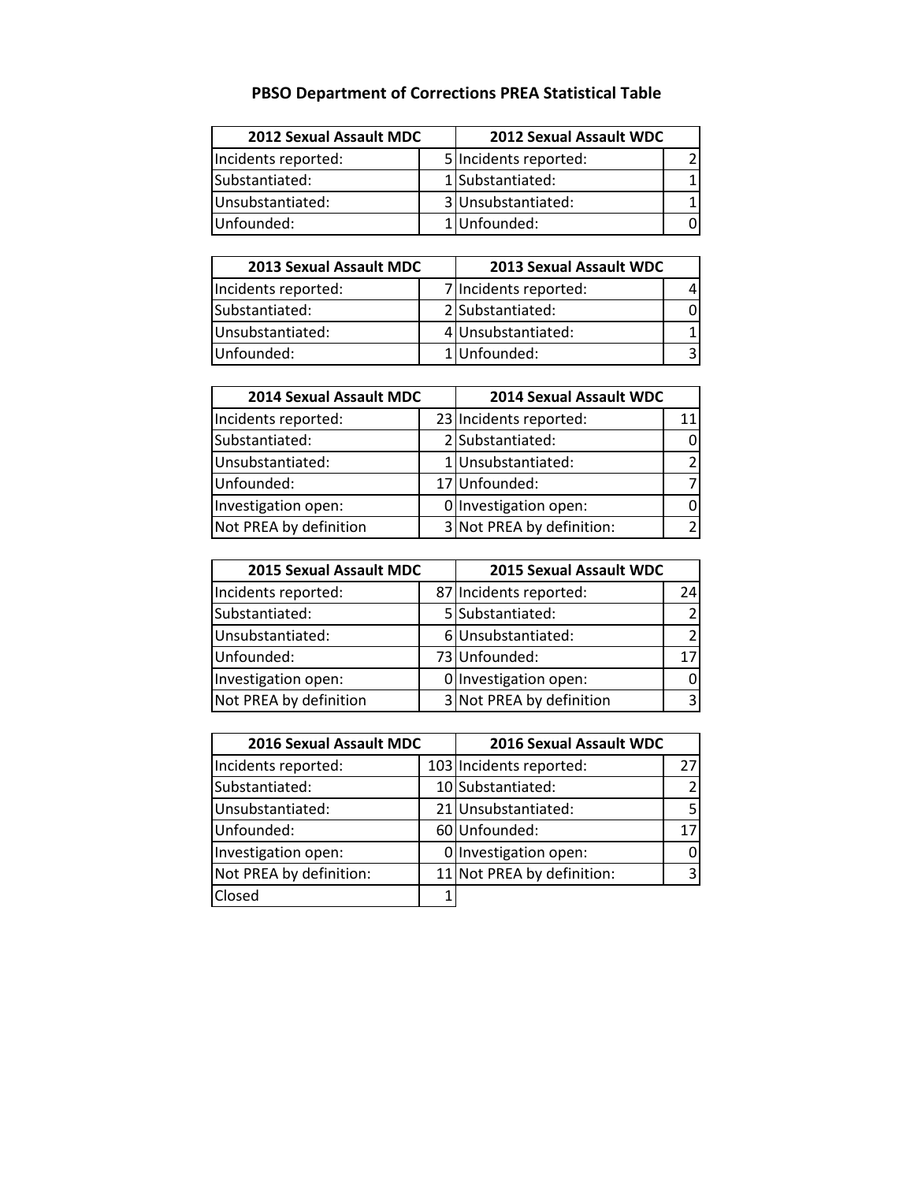# PBSO Department of Corrections PREA Statistical Table

| 2012 Sexual Assault MDC | | 2012 Sexual Assault WDC | |
|---|---|---|---|
| Incidents reported: | 5 | Incidents reported: | 2 |
| Substantiated: | 1 | Substantiated: | 1 |
| Unsubstantiated: | 3 | Unsubstantiated: | 1 |
| Unfounded: | 1 | Unfounded: | 0 |

| 2013 Sexual Assault MDC | | 2013 Sexual Assault WDC | |
|---|---|---|---|
| Incidents reported: | 7 | Incidents reported: | 4 |
| Substantiated: | 2 | Substantiated: | 0 |
| Unsubstantiated: | 4 | Unsubstantiated: | 1 |
| Unfounded: | 1 | Unfounded: | 3 |

| 2014 Sexual Assault MDC | | 2014 Sexual Assault WDC | |
|---|---|---|---|
| Incidents reported: | 23 | Incidents reported: | 11 |
| Substantiated: | 2 | Substantiated: | 0 |
| Unsubstantiated: | 1 | Unsubstantiated: | 2 |
| Unfounded: | 17 | Unfounded: | 7 |
| Investigation open: | 0 | Investigation open: | 0 |
| Not PREA by definition | 3 | Not PREA by definition: | 2 |

| 2015 Sexual Assault MDC | | 2015 Sexual Assault WDC | |
|---|---|---|---|
| Incidents reported: | 87 | Incidents reported: | 24 |
| Substantiated: | 5 | Substantiated: | 2 |
| Unsubstantiated: | 6 | Unsubstantiated: | 2 |
| Unfounded: | 73 | Unfounded: | 17 |
| Investigation open: | 0 | Investigation open: | 0 |
| Not PREA by definition | 3 | Not PREA by definition | 3 |

| 2016 Sexual Assault MDC | | 2016 Sexual Assault WDC | |
|---|---|---|---|
| Incidents reported: | 103 | Incidents reported: | 27 |
| Substantiated: | 10 | Substantiated: | 2 |
| Unsubstantiated: | 21 | Unsubstantiated: | 5 |
| Unfounded: | 60 | Unfounded: | 17 |
| Investigation open: | 0 | Investigation open: | 0 |
| Not PREA by definition: | 11 | Not PREA by definition: | 3 |
| Closed | 1 | | |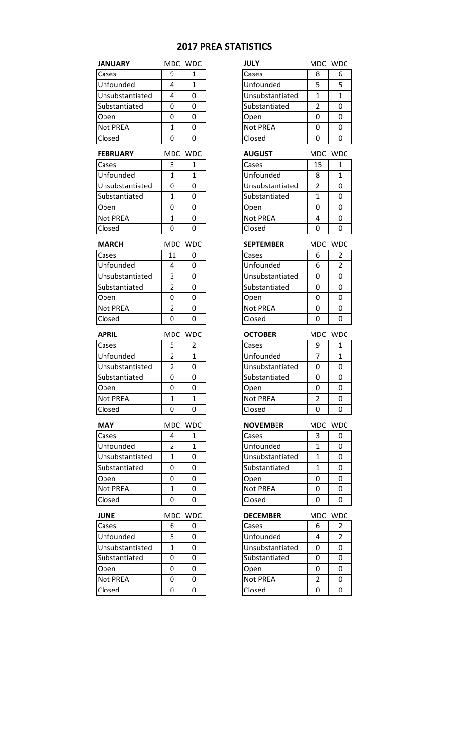# 2017 PREA STATISTICS

| JANUARY | MDC | WDC |
|---|---|---|
| Cases | 9 | 1 |
| Unfounded | 4 | 1 |
| Unsubstantiated | 4 | 0 |
| Substantiated | 0 | 0 |
| Open | 0 | 0 |
| Not PREA | 1 | 0 |
| Closed | 0 | 0 |

| FEBRUARY | MDC | WDC |
|---|---|---|
| Cases | 3 | 1 |
| Unfounded | 1 | 1 |
| Unsubstantiated | 0 | 0 |
| Substantiated | 1 | 0 |
| Open | 0 | 0 |
| Not PREA | 1 | 0 |
| Closed | 0 | 0 |

| MARCH | MDC | WDC |
|---|---|---|
| Cases | 11 | 0 |
| Unfounded | 4 | 0 |
| Unsubstantiated | 3 | 0 |
| Substantiated | 2 | 0 |
| Open | 0 | 0 |
| Not PREA | 2 | 0 |
| Closed | 0 | 0 |

| APRIL | MDC | WDC |
|---|---|---|
| Cases | 5 | 2 |
| Unfounded | 2 | 1 |
| Unsubstantiated | 2 | 0 |
| Substantiated | 0 | 0 |
| Open | 0 | 0 |
| Not PREA | 1 | 1 |
| Closed | 0 | 0 |

| MAY | MDC | WDC |
|---|---|---|
| Cases | 4 | 1 |
| Unfounded | 2 | 1 |
| Unsubstantiated | 1 | 0 |
| Substantiated | 0 | 0 |
| Open | 0 | 0 |
| Not PREA | 1 | 0 |
| Closed | 0 | 0 |

| JUNE | MDC | WDC |
|---|---|---|
| Cases | 6 | 0 |
| Unfounded | 5 | 0 |
| Unsubstantiated | 1 | 0 |
| Substantiated | 0 | 0 |
| Open | 0 | 0 |
| Not PREA | 0 | 0 |
| Closed | 0 | 0 |

| JULY | MDC | WDC |
|---|---|---|
| Cases | 8 | 6 |
| Unfounded | 5 | 5 |
| Unsubstantiated | 1 | 1 |
| Substantiated | 2 | 0 |
| Open | 0 | 0 |
| Not PREA | 0 | 0 |
| Closed | 0 | 0 |

| AUGUST | MDC | WDC |
|---|---|---|
| Cases | 15 | 1 |
| Unfounded | 8 | 1 |
| Unsubstantiated | 2 | 0 |
| Substantiated | 1 | 0 |
| Open | 0 | 0 |
| Not PREA | 4 | 0 |
| Closed | 0 | 0 |

| SEPTEMBER | MDC | WDC |
|---|---|---|
| Cases | 6 | 2 |
| Unfounded | 6 | 2 |
| Unsubstantiated | 0 | 0 |
| Substantiated | 0 | 0 |
| Open | 0 | 0 |
| Not PREA | 0 | 0 |
| Closed | 0 | 0 |

| OCTOBER | MDC | WDC |
|---|---|---|
| Cases | 9 | 1 |
| Unfounded | 7 | 1 |
| Unsubstantiated | 0 | 0 |
| Substantiated | 0 | 0 |
| Open | 0 | 0 |
| Not PREA | 2 | 0 |
| Closed | 0 | 0 |

| NOVEMBER | MDC | WDC |
|---|---|---|
| Cases | 3 | 0 |
| Unfounded | 1 | 0 |
| Unsubstantiated | 1 | 0 |
| Substantiated | 1 | 0 |
| Open | 0 | 0 |
| Not PREA | 0 | 0 |
| Closed | 0 | 0 |

| DECEMBER | MDC | WDC |
|---|---|---|
| Cases | 6 | 2 |
| Unfounded | 4 | 2 |
| Unsubstantiated | 0 | 0 |
| Substantiated | 0 | 0 |
| Open | 0 | 0 |
| Not PREA | 2 | 0 |
| Closed | 0 | 0 |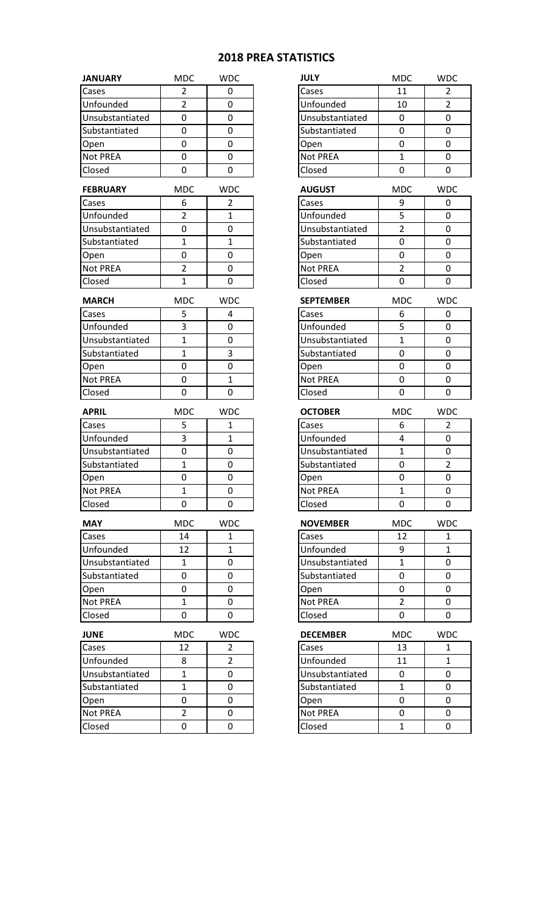# 2018 PREA STATISTICS

| JANUARY | MDC | WDC |
| --- | --- | --- |
| Cases | 2 | 0 |
| Unfounded | 2 | 0 |
| Unsubstantiated | 0 | 0 |
| Substantiated | 0 | 0 |
| Open | 0 | 0 |
| Not PREA | 0 | 0 |
| Closed | 0 | 0 |

| FEBRUARY | MDC | WDC |
| --- | --- | --- |
| Cases | 6 | 2 |
| Unfounded | 2 | 1 |
| Unsubstantiated | 0 | 0 |
| Substantiated | 1 | 1 |
| Open | 0 | 0 |
| Not PREA | 2 | 0 |
| Closed | 1 | 0 |

| MARCH | MDC | WDC |
| --- | --- | --- |
| Cases | 5 | 4 |
| Unfounded | 3 | 0 |
| Unsubstantiated | 1 | 0 |
| Substantiated | 1 | 3 |
| Open | 0 | 0 |
| Not PREA | 0 | 1 |
| Closed | 0 | 0 |

| APRIL | MDC | WDC |
| --- | --- | --- |
| Cases | 5 | 1 |
| Unfounded | 3 | 1 |
| Unsubstantiated | 0 | 0 |
| Substantiated | 1 | 0 |
| Open | 0 | 0 |
| Not PREA | 1 | 0 |
| Closed | 0 | 0 |

| MAY | MDC | WDC |
| --- | --- | --- |
| Cases | 14 | 1 |
| Unfounded | 12 | 1 |
| Unsubstantiated | 1 | 0 |
| Substantiated | 0 | 0 |
| Open | 0 | 0 |
| Not PREA | 1 | 0 |
| Closed | 0 | 0 |

| JUNE | MDC | WDC |
| --- | --- | --- |
| Cases | 12 | 2 |
| Unfounded | 8 | 2 |
| Unsubstantiated | 1 | 0 |
| Substantiated | 1 | 0 |
| Open | 0 | 0 |
| Not PREA | 2 | 0 |
| Closed | 0 | 0 |

| JULY | MDC | WDC |
| --- | --- | --- |
| Cases | 11 | 2 |
| Unfounded | 10 | 2 |
| Unsubstantiated | 0 | 0 |
| Substantiated | 0 | 0 |
| Open | 0 | 0 |
| Not PREA | 1 | 0 |
| Closed | 0 | 0 |

| AUGUST | MDC | WDC |
| --- | --- | --- |
| Cases | 9 | 0 |
| Unfounded | 5 | 0 |
| Unsubstantiated | 2 | 0 |
| Substantiated | 0 | 0 |
| Open | 0 | 0 |
| Not PREA | 2 | 0 |
| Closed | 0 | 0 |

| SEPTEMBER | MDC | WDC |
| --- | --- | --- |
| Cases | 6 | 0 |
| Unfounded | 5 | 0 |
| Unsubstantiated | 1 | 0 |
| Substantiated | 0 | 0 |
| Open | 0 | 0 |
| Not PREA | 0 | 0 |
| Closed | 0 | 0 |

| OCTOBER | MDC | WDC |
| --- | --- | --- |
| Cases | 6 | 2 |
| Unfounded | 4 | 0 |
| Unsubstantiated | 1 | 0 |
| Substantiated | 0 | 2 |
| Open | 0 | 0 |
| Not PREA | 1 | 0 |
| Closed | 0 | 0 |

| NOVEMBER | MDC | WDC |
| --- | --- | --- |
| Cases | 12 | 1 |
| Unfounded | 9 | 1 |
| Unsubstantiated | 1 | 0 |
| Substantiated | 0 | 0 |
| Open | 0 | 0 |
| Not PREA | 2 | 0 |
| Closed | 0 | 0 |

| DECEMBER | MDC | WDC |
| --- | --- | --- |
| Cases | 13 | 1 |
| Unfounded | 11 | 1 |
| Unsubstantiated | 0 | 0 |
| Substantiated | 1 | 0 |
| Open | 0 | 0 |
| Not PREA | 0 | 0 |
| Closed | 1 | 0 |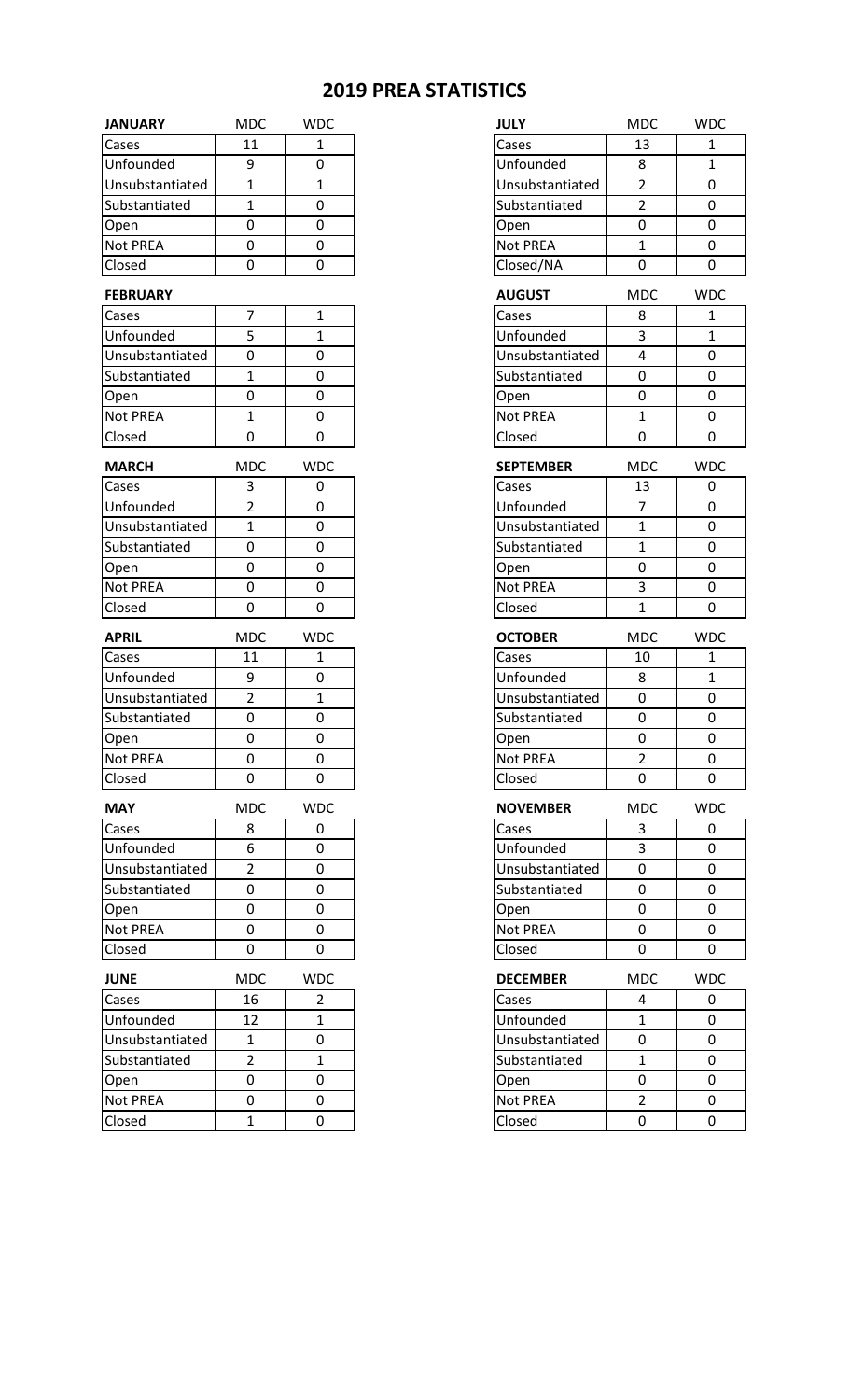# 2019 PREA STATISTICS

| JANUARY | MDC | WDC |
|---|---|---|
| Cases | 11 | 1 |
| Unfounded | 9 | 0 |
| Unsubstantiated | 1 | 1 |
| Substantiated | 1 | 0 |
| Open | 0 | 0 |
| Not PREA | 0 | 0 |
| Closed | 0 | 0 |

| FEBRUARY | | |
|---|---|---|
| Cases | 7 | 1 |
| Unfounded | 5 | 1 |
| Unsubstantiated | 0 | 0 |
| Substantiated | 1 | 0 |
| Open | 0 | 0 |
| Not PREA | 1 | 0 |
| Closed | 0 | 0 |

| MARCH | MDC | WDC |
|---|---|---|
| Cases | 3 | 0 |
| Unfounded | 2 | 0 |
| Unsubstantiated | 1 | 0 |
| Substantiated | 0 | 0 |
| Open | 0 | 0 |
| Not PREA | 0 | 0 |
| Closed | 0 | 0 |

| APRIL | MDC | WDC |
|---|---|---|
| Cases | 11 | 1 |
| Unfounded | 9 | 0 |
| Unsubstantiated | 2 | 1 |
| Substantiated | 0 | 0 |
| Open | 0 | 0 |
| Not PREA | 0 | 0 |
| Closed | 0 | 0 |

| MAY | MDC | WDC |
|---|---|---|
| Cases | 8 | 0 |
| Unfounded | 6 | 0 |
| Unsubstantiated | 2 | 0 |
| Substantiated | 0 | 0 |
| Open | 0 | 0 |
| Not PREA | 0 | 0 |
| Closed | 0 | 0 |

| JUNE | MDC | WDC |
|---|---|---|
| Cases | 16 | 2 |
| Unfounded | 12 | 1 |
| Unsubstantiated | 1 | 0 |
| Substantiated | 2 | 1 |
| Open | 0 | 0 |
| Not PREA | 0 | 0 |
| Closed | 1 | 0 |

| JULY | MDC | WDC |
|---|---|---|
| Cases | 13 | 1 |
| Unfounded | 8 | 1 |
| Unsubstantiated | 2 | 0 |
| Substantiated | 2 | 0 |
| Open | 0 | 0 |
| Not PREA | 1 | 0 |
| Closed/NA | 0 | 0 |

| AUGUST | MDC | WDC |
|---|---|---|
| Cases | 8 | 1 |
| Unfounded | 3 | 1 |
| Unsubstantiated | 4 | 0 |
| Substantiated | 0 | 0 |
| Open | 0 | 0 |
| Not PREA | 1 | 0 |
| Closed | 0 | 0 |

| SEPTEMBER | MDC | WDC |
|---|---|---|
| Cases | 13 | 0 |
| Unfounded | 7 | 0 |
| Unsubstantiated | 1 | 0 |
| Substantiated | 1 | 0 |
| Open | 0 | 0 |
| Not PREA | 3 | 0 |
| Closed | 1 | 0 |

| OCTOBER | MDC | WDC |
|---|---|---|
| Cases | 10 | 1 |
| Unfounded | 8 | 1 |
| Unsubstantiated | 0 | 0 |
| Substantiated | 0 | 0 |
| Open | 0 | 0 |
| Not PREA | 2 | 0 |
| Closed | 0 | 0 |

| NOVEMBER | MDC | WDC |
|---|---|---|
| Cases | 3 | 0 |
| Unfounded | 3 | 0 |
| Unsubstantiated | 0 | 0 |
| Substantiated | 0 | 0 |
| Open | 0 | 0 |
| Not PREA | 0 | 0 |
| Closed | 0 | 0 |

| DECEMBER | MDC | WDC |
|---|---|---|
| Cases | 4 | 0 |
| Unfounded | 1 | 0 |
| Unsubstantiated | 0 | 0 |
| Substantiated | 1 | 0 |
| Open | 0 | 0 |
| Not PREA | 2 | 0 |
| Closed | 0 | 0 |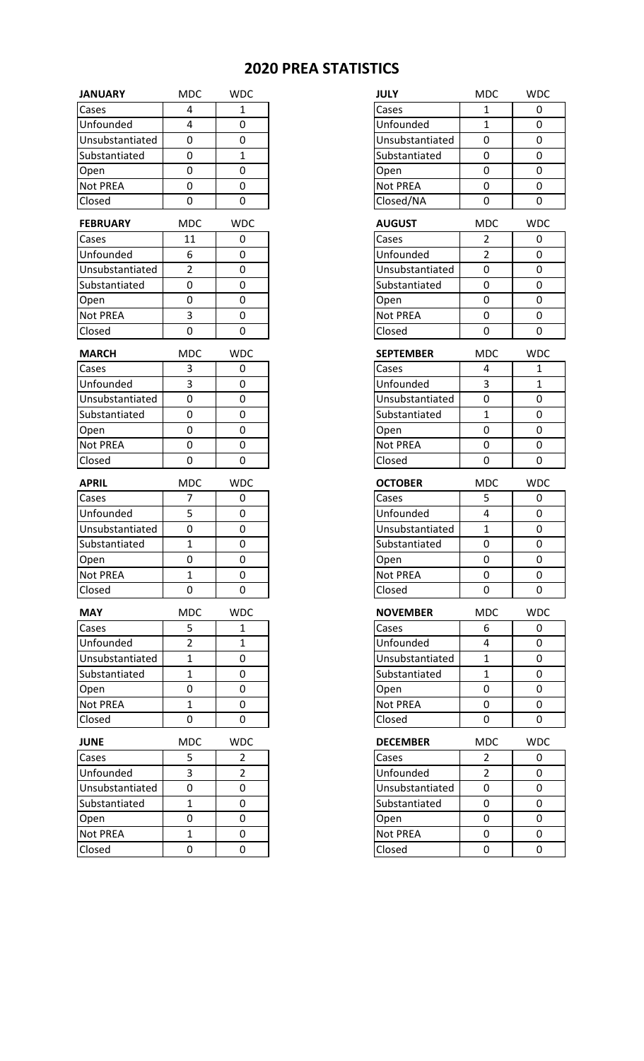# 2020 PREA STATISTICS

| JANUARY | MDC | WDC |
|---|---|---|
| Cases | 4 | 1 |
| Unfounded | 4 | 0 |
| Unsubstantiated | 0 | 0 |
| Substantiated | 0 | 1 |
| Open | 0 | 0 |
| Not PREA | 0 | 0 |
| Closed | 0 | 0 |

| FEBRUARY | MDC | WDC |
|---|---|---|
| Cases | 11 | 0 |
| Unfounded | 6 | 0 |
| Unsubstantiated | 2 | 0 |
| Substantiated | 0 | 0 |
| Open | 0 | 0 |
| Not PREA | 3 | 0 |
| Closed | 0 | 0 |

| MARCH | MDC | WDC |
|---|---|---|
| Cases | 3 | 0 |
| Unfounded | 3 | 0 |
| Unsubstantiated | 0 | 0 |
| Substantiated | 0 | 0 |
| Open | 0 | 0 |
| Not PREA | 0 | 0 |
| Closed | 0 | 0 |

| APRIL | MDC | WDC |
|---|---|---|
| Cases | 7 | 0 |
| Unfounded | 5 | 0 |
| Unsubstantiated | 0 | 0 |
| Substantiated | 1 | 0 |
| Open | 0 | 0 |
| Not PREA | 1 | 0 |
| Closed | 0 | 0 |

| MAY | MDC | WDC |
|---|---|---|
| Cases | 5 | 1 |
| Unfounded | 2 | 1 |
| Unsubstantiated | 1 | 0 |
| Substantiated | 1 | 0 |
| Open | 0 | 0 |
| Not PREA | 1 | 0 |
| Closed | 0 | 0 |

| JUNE | MDC | WDC |
|---|---|---|
| Cases | 5 | 2 |
| Unfounded | 3 | 2 |
| Unsubstantiated | 0 | 0 |
| Substantiated | 1 | 0 |
| Open | 0 | 0 |
| Not PREA | 1 | 0 |
| Closed | 0 | 0 |

| JULY | MDC | WDC |
|---|---|---|
| Cases | 1 | 0 |
| Unfounded | 1 | 0 |
| Unsubstantiated | 0 | 0 |
| Substantiated | 0 | 0 |
| Open | 0 | 0 |
| Not PREA | 0 | 0 |
| Closed/NA | 0 | 0 |

| AUGUST | MDC | WDC |
|---|---|---|
| Cases | 2 | 0 |
| Unfounded | 2 | 0 |
| Unsubstantiated | 0 | 0 |
| Substantiated | 0 | 0 |
| Open | 0 | 0 |
| Not PREA | 0 | 0 |
| Closed | 0 | 0 |

| SEPTEMBER | MDC | WDC |
|---|---|---|
| Cases | 4 | 1 |
| Unfounded | 3 | 1 |
| Unsubstantiated | 0 | 0 |
| Substantiated | 1 | 0 |
| Open | 0 | 0 |
| Not PREA | 0 | 0 |
| Closed | 0 | 0 |

| OCTOBER | MDC | WDC |
|---|---|---|
| Cases | 5 | 0 |
| Unfounded | 4 | 0 |
| Unsubstantiated | 1 | 0 |
| Substantiated | 0 | 0 |
| Open | 0 | 0 |
| Not PREA | 0 | 0 |
| Closed | 0 | 0 |

| NOVEMBER | MDC | WDC |
|---|---|---|
| Cases | 6 | 0 |
| Unfounded | 4 | 0 |
| Unsubstantiated | 1 | 0 |
| Substantiated | 1 | 0 |
| Open | 0 | 0 |
| Not PREA | 0 | 0 |
| Closed | 0 | 0 |

| DECEMBER | MDC | WDC |
|---|---|---|
| Cases | 2 | 0 |
| Unfounded | 2 | 0 |
| Unsubstantiated | 0 | 0 |
| Substantiated | 0 | 0 |
| Open | 0 | 0 |
| Not PREA | 0 | 0 |
| Closed | 0 | 0 |